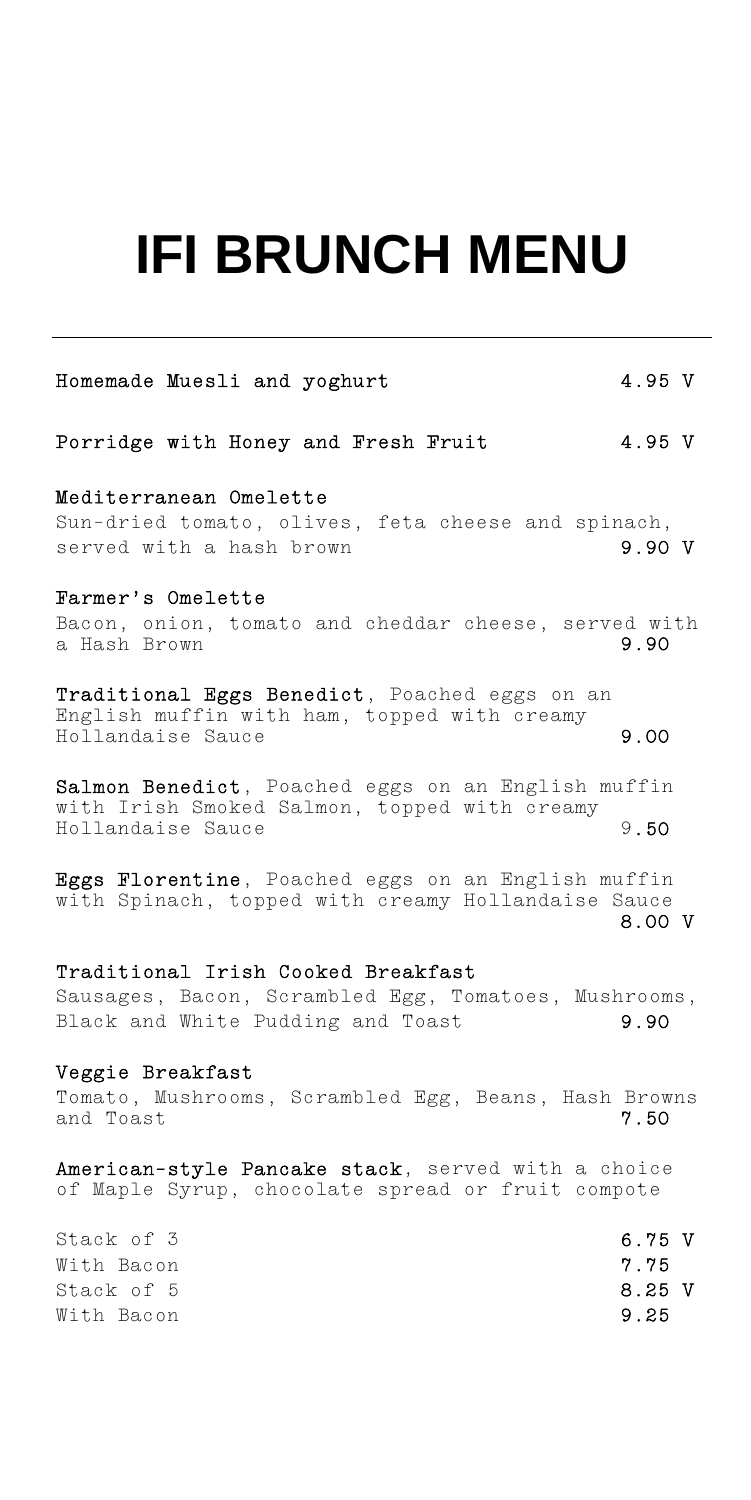# IFI BRUNCH MENU

---

**Homemade Muesli and yoghurt** 4.95 V

**Porridge with Honey and Fresh Fruit** 4.95 V

**Mediterranean Omelette**
Sun-dried tomato, olives, feta cheese and spinach, served with a hash brown 9.90 V

**Farmer's Omelette**
Bacon, onion, tomato and cheddar cheese, served with a Hash Brown 9.90

**Traditional Eggs Benedict**, Poached eggs on an English muffin with ham, topped with creamy Hollandaise Sauce 9.00

**Salmon Benedict**, Poached eggs on an English muffin with Irish Smoked Salmon, topped with creamy Hollandaise Sauce 9.50

**Eggs Florentine**, Poached eggs on an English muffin with Spinach, topped with creamy Hollandaise Sauce 8.00 V

**Traditional Irish Cooked Breakfast**
Sausages, Bacon, Scrambled Egg, Tomatoes, Mushrooms, Black and White Pudding and Toast 9.90

**Veggie Breakfast**
Tomato, Mushrooms, Scrambled Egg, Beans, Hash Browns and Toast 7.50

**American-style Pancake stack**, served with a choice of Maple Syrup, chocolate spread or fruit compote

| | |
|---|---|
| Stack of 3 | 6.75 V |
| With Bacon | 7.75 |
| Stack of 5 | 8.25 V |
| With Bacon | 9.25 |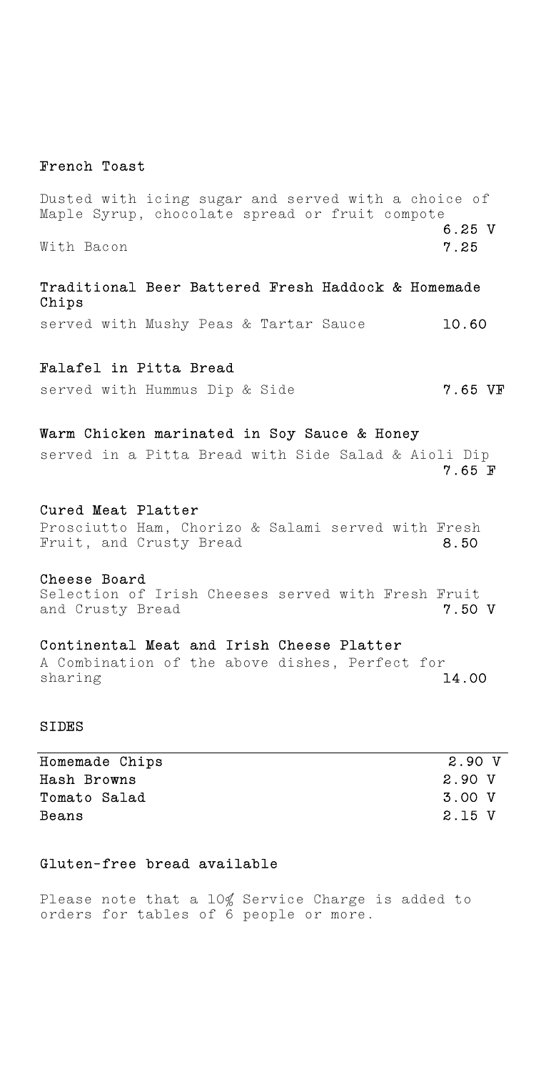### French Toast

Dusted with icing sugar and served with a choice of Maple Syrup, chocolate spread or fruit compote 6.25 V

With Bacon 7.25

### Traditional Beer Battered Fresh Haddock & Homemade Chips

served with Mushy Peas & Tartar Sauce 10.60

### Falafel in Pitta Bread

served with Hummus Dip & Side 7.65 VF

### Warm Chicken marinated in Soy Sauce & Honey

served in a Pitta Bread with Side Salad & Aioli Dip 7.65 F

### Cured Meat Platter

Prosciutto Ham, Chorizo & Salami served with Fresh Fruit, and Crusty Bread 8.50

### Cheese Board

Selection of Irish Cheeses served with Fresh Fruit and Crusty Bread 7.50 V

### Continental Meat and Irish Cheese Platter

A Combination of the above dishes, Perfect for sharing 14.00

## SIDES

| | |
|---|---|
| Homemade Chips | 2.90 V |
| Hash Browns | 2.90 V |
| Tomato Salad | 3.00 V |
| Beans | 2.15 V |

### Gluten-free bread available

Please note that a 10% Service Charge is added to orders for tables of 6 people or more.